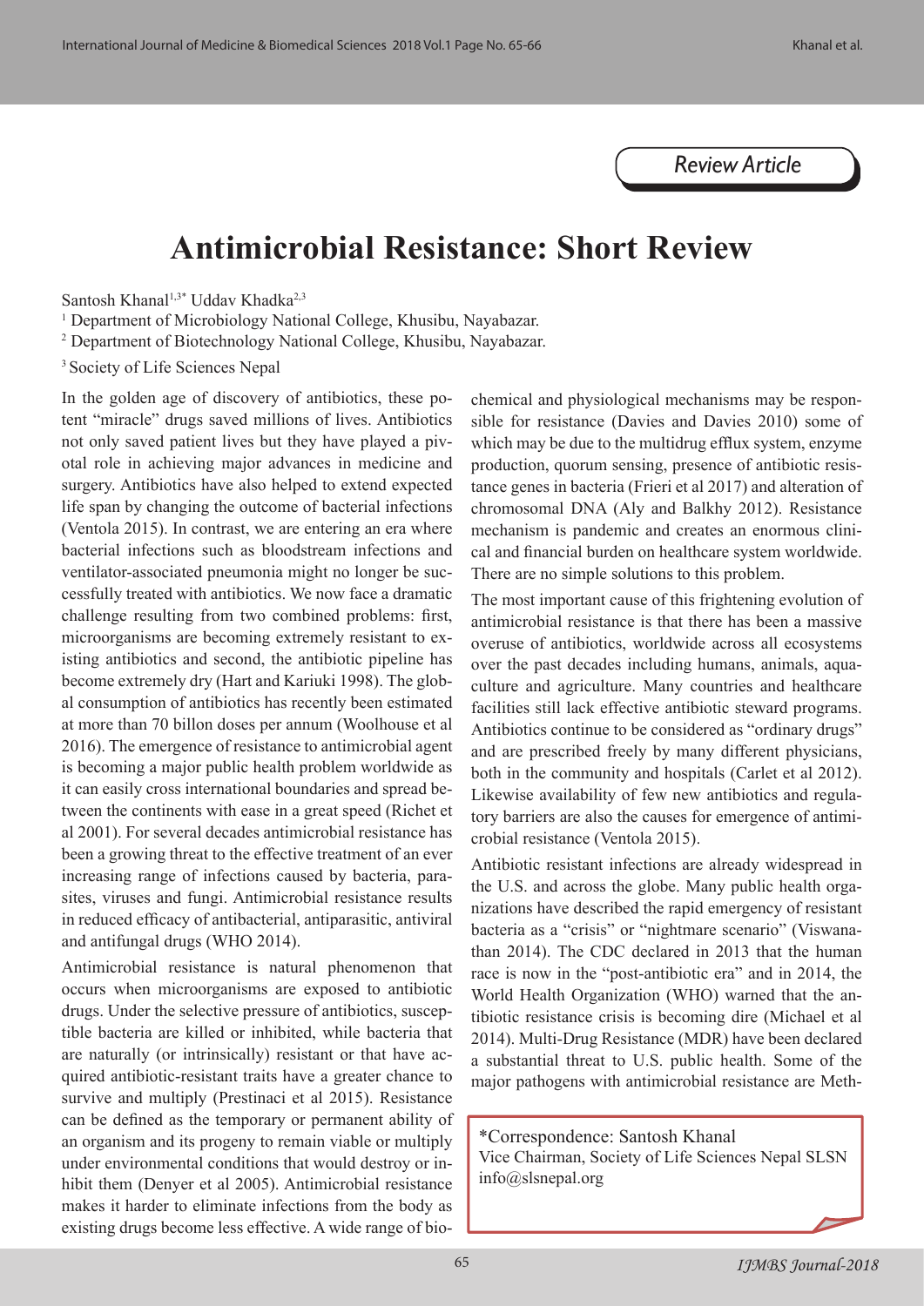Review Article

# Antimicrobial Resistance: Short Review

Santosh Khanal[1,3*] Uddav Khadka[2,3]

[1] Department of Microbiology National College, Khusibu, Nayabazar.

[2] Department of Biotechnology National College, Khusibu, Nayabazar.

[3] Society of Life Sciences Nepal

In the golden age of discovery of antibiotics, these potent "miracle" drugs saved millions of lives. Antibiotics not only saved patient lives but they have played a pivotal role in achieving major advances in medicine and surgery. Antibiotics have also helped to extend expected life span by changing the outcome of bacterial infections (Ventola 2015). In contrast, we are entering an era where bacterial infections such as bloodstream infections and ventilator-associated pneumonia might no longer be successfully treated with antibiotics. We now face a dramatic challenge resulting from two combined problems: first, microorganisms are becoming extremely resistant to existing antibiotics and second, the antibiotic pipeline has become extremely dry (Hart and Kariuki 1998). The global consumption of antibiotics has recently been estimated at more than 70 billon doses per annum (Woolhouse et al 2016). The emergence of resistance to antimicrobial agent is becoming a major public health problem worldwide as it can easily cross international boundaries and spread between the continents with ease in a great speed (Richet et al 2001). For several decades antimicrobial resistance has been a growing threat to the effective treatment of an ever increasing range of infections caused by bacteria, parasites, viruses and fungi. Antimicrobial resistance results in reduced efficacy of antibacterial, antiparasitic, antiviral and antifungal drugs (WHO 2014).

Antimicrobial resistance is natural phenomenon that occurs when microorganisms are exposed to antibiotic drugs. Under the selective pressure of antibiotics, susceptible bacteria are killed or inhibited, while bacteria that are naturally (or intrinsically) resistant or that have acquired antibiotic-resistant traits have a greater chance to survive and multiply (Prestinaci et al 2015). Resistance can be defined as the temporary or permanent ability of an organism and its progeny to remain viable or multiply under environmental conditions that would destroy or inhibit them (Denyer et al 2005). Antimicrobial resistance makes it harder to eliminate infections from the body as existing drugs become less effective. A wide range of biochemical and physiological mechanisms may be responsible for resistance (Davies and Davies 2010) some of which may be due to the multidrug efflux system, enzyme production, quorum sensing, presence of antibiotic resistance genes in bacteria (Frieri et al 2017) and alteration of chromosomal DNA (Aly and Balkhy 2012). Resistance mechanism is pandemic and creates an enormous clinical and financial burden on healthcare system worldwide. There are no simple solutions to this problem.

The most important cause of this frightening evolution of antimicrobial resistance is that there has been a massive overuse of antibiotics, worldwide across all ecosystems over the past decades including humans, animals, aquaculture and agriculture. Many countries and healthcare facilities still lack effective antibiotic steward programs. Antibiotics continue to be considered as "ordinary drugs" and are prescribed freely by many different physicians, both in the community and hospitals (Carlet et al 2012). Likewise availability of few new antibiotics and regulatory barriers are also the causes for emergence of antimicrobial resistance (Ventola 2015).

Antibiotic resistant infections are already widespread in the U.S. and across the globe. Many public health organizations have described the rapid emergency of resistant bacteria as a "crisis" or "nightmare scenario" (Viswanathan 2014). The CDC declared in 2013 that the human race is now in the "post-antibiotic era" and in 2014, the World Health Organization (WHO) warned that the antibiotic resistance crisis is becoming dire (Michael et al 2014). Multi-Drug Resistance (MDR) have been declared a substantial threat to U.S. public health. Some of the major pathogens with antimicrobial resistance are Meth-

*Correspondence: Santosh Khanal
Vice Chairman, Society of Life Sciences Nepal SLSN
info@slsnepal.org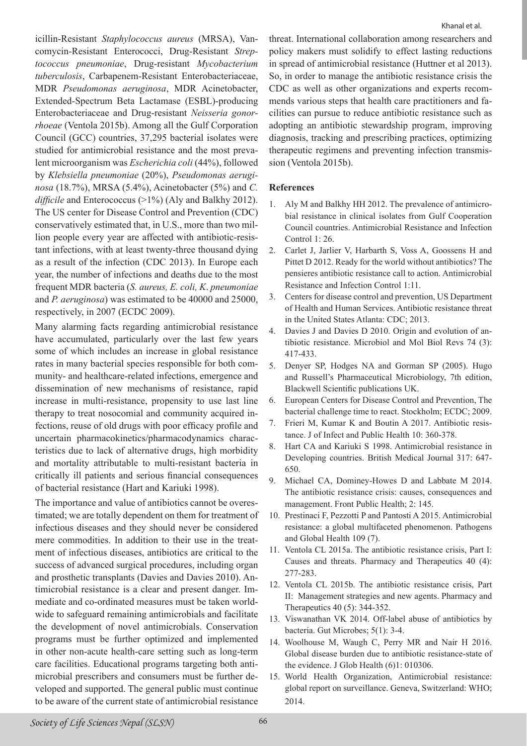icillin-Resistant *Staphylococcus aureus* (MRSA), Vancomycin-Resistant Enterococci, Drug-Resistant *Streptococcus pneumoniae*, Drug-resistant *Mycobacterium tuberculosis*, Carbapenem-Resistant Enterobacteriaceae, MDR *Pseudomonas aeruginosa*, MDR Acinetobacter, Extended-Spectrum Beta Lactamase (ESBL)-producing Enterobacteriaceae and Drug-resistant *Neisseria gonorrhoeae* (Ventola 2015b). Among all the Gulf Corporation Council (GCC) countries, 37,295 bacterial isolates were studied for antimicrobial resistance and the most prevalent microorganism was *Escherichia coli* (44%), followed by *Klebsiella pneumoniae* (20%), *Pseudomonas aeruginosa* (18.7%), MRSA (5.4%), Acinetobacter (5%) and *C. difficile* and Enterococcus (>1%) (Aly and Balkhy 2012). The US center for Disease Control and Prevention (CDC) conservatively estimated that, in U.S., more than two million people every year are affected with antibiotic-resistant infections, with at least twenty-three thousand dying as a result of the infection (CDC 2013). In Europe each year, the number of infections and deaths due to the most frequent MDR bacteria (*S. aureus, E. coli, K. pneumoniae* and *P. aeruginosa*) was estimated to be 40000 and 25000, respectively, in 2007 (ECDC 2009).

Many alarming facts regarding antimicrobial resistance have accumulated, particularly over the last few years some of which includes an increase in global resistance rates in many bacterial species responsible for both community- and healthcare-related infections, emergence and dissemination of new mechanisms of resistance, rapid increase in multi-resistance, propensity to use last line therapy to treat nosocomial and community acquired infections, reuse of old drugs with poor efficacy profile and uncertain pharmacokinetics/pharmacodynamics characteristics due to lack of alternative drugs, high morbidity and mortality attributable to multi-resistant bacteria in critically ill patients and serious financial consequences of bacterial resistance (Hart and Kariuki 1998).

The importance and value of antibiotics cannot be overestimated; we are totally dependent on them for treatment of infectious diseases and they should never be considered mere commodities. In addition to their use in the treatment of infectious diseases, antibiotics are critical to the success of advanced surgical procedures, including organ and prosthetic transplants (Davies and Davies 2010). Antimicrobial resistance is a clear and present danger. Immediate and co-ordinated measures must be taken worldwide to safeguard remaining antimicrobials and facilitate the development of novel antimicrobials. Conservation programs must be further optimized and implemented in other non-acute health-care setting such as long-term care facilities. Educational programs targeting both antimicrobial prescribers and consumers must be further developed and supported. The general public must continue to be aware of the current state of antimicrobial resistance threat. International collaboration among researchers and policy makers must solidify to effect lasting reductions in spread of antimicrobial resistance (Huttner et al 2013). So, in order to manage the antibiotic resistance crisis the CDC as well as other organizations and experts recommends various steps that health care practitioners and facilities can pursue to reduce antibiotic resistance such as adopting an antibiotic stewardship program, improving diagnosis, tracking and prescribing practices, optimizing therapeutic regimens and preventing infection transmission (Ventola 2015b).

## References

1. Aly M and Balkhy HH 2012. The prevalence of antimicrobial resistance in clinical isolates from Gulf Cooperation Council countries. Antimicrobial Resistance and Infection Control 1: 26.
2. Carlet J, Jarlier V, Harbarth S, Voss A, Goossens H and Pittet D 2012. Ready for the world without antibiotics? The pensieres antibiotic resistance call to action. Antimicrobial Resistance and Infection Control 1:11.
3. Centers for disease control and prevention, US Department of Health and Human Services. Antibiotic resistance threat in the United States Atlanta: CDC; 2013.
4. Davies J and Davies D 2010. Origin and evolution of antibiotic resistance. Microbiol and Mol Biol Revs 74 (3): 417-433.
5. Denyer SP, Hodges NA and Gorman SP (2005). Hugo and Russell's Pharmaceutical Microbiology, 7th edition, Blackwell Scientific publications UK.
6. European Centers for Disease Control and Prevention, The bacterial challenge time to react. Stockholm; ECDC; 2009.
7. Frieri M, Kumar K and Boutin A 2017. Antibiotic resistance. J of Infect and Public Health 10: 360-378.
8. Hart CA and Kariuki S 1998. Antimicrobial resistance in Developing countries. British Medical Journal 317: 647-650.
9. Michael CA, Dominey-Howes D and Labbate M 2014. The antibiotic resistance crisis: causes, consequences and management. Front Public Health; 2: 145.
10. Prestinaci F, Pezzotti P and Pantosti A 2015. Antimicrobial resistance: a global multifaceted phenomenon. Pathogens and Global Health 109 (7).
11. Ventola CL 2015a. The antibiotic resistance crisis, Part I: Causes and threats. Pharmacy and Therapeutics 40 (4): 277-283.
12. Ventola CL 2015b. The antibiotic resistance crisis, Part II: Management strategies and new agents. Pharmacy and Therapeutics 40 (5): 344-352.
13. Viswanathan VK 2014. Off-label abuse of antibiotics by bacteria. Gut Microbes; 5(1): 3-4.
14. Woolhouse M, Waugh C, Perry MR and Nair H 2016. Global disease burden due to antibiotic resistance-state of the evidence. J Glob Health (6)1: 010306.
15. World Health Organization, Antimicrobial resistance: global report on surveillance. Geneva, Switzerland: WHO; 2014.